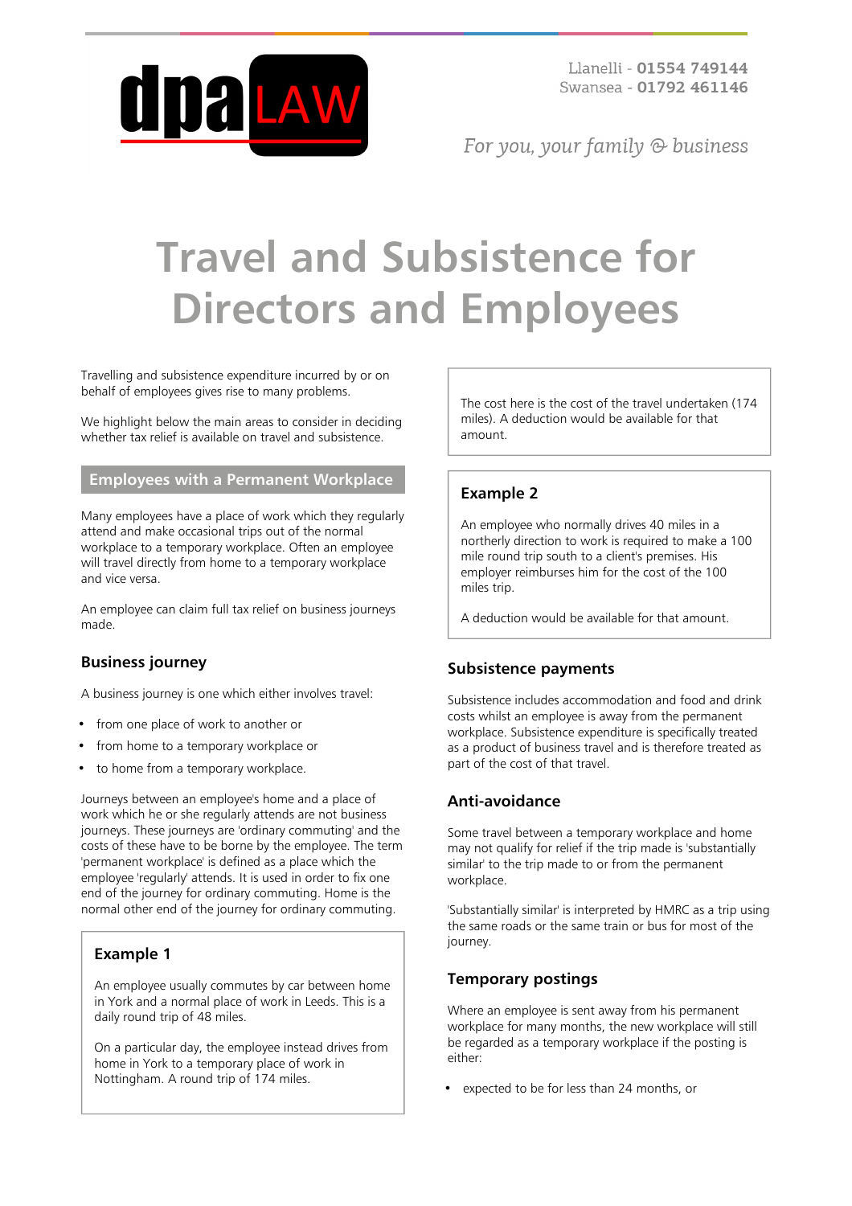Llanelli - **01554 749144**
Swansea - **01792 461146**

*For you, your family & business*

# Travel and Subsistence for Directors and Employees

Travelling and subsistence expenditure incurred by or on behalf of employees gives rise to many problems.

We highlight below the main areas to consider in deciding whether tax relief is available on travel and subsistence.

## Employees with a Permanent Workplace

Many employees have a place of work which they regularly attend and make occasional trips out of the normal workplace to a temporary workplace. Often an employee will travel directly from home to a temporary workplace and vice versa.

An employee can claim full tax relief on business journeys made.

### Business journey

A business journey is one which either involves travel:

- from one place of work to another or
- from home to a temporary workplace or
- to home from a temporary workplace.

Journeys between an employee's home and a place of work which he or she regularly attends are not business journeys. These journeys are 'ordinary commuting' and the costs of these have to be borne by the employee. The term 'permanent workplace' is defined as a place which the employee 'regularly' attends. It is used in order to fix one end of the journey for ordinary commuting. Home is the normal other end of the journey for ordinary commuting.

#### Example 1

An employee usually commutes by car between home in York and a normal place of work in Leeds. This is a daily round trip of 48 miles.

On a particular day, the employee instead drives from home in York to a temporary place of work in Nottingham. A round trip of 174 miles.

The cost here is the cost of the travel undertaken (174 miles). A deduction would be available for that amount.

#### Example 2

An employee who normally drives 40 miles in a northerly direction to work is required to make a 100 mile round trip south to a client's premises. His employer reimburses him for the cost of the 100 miles trip.

A deduction would be available for that amount.

### Subsistence payments

Subsistence includes accommodation and food and drink costs whilst an employee is away from the permanent workplace. Subsistence expenditure is specifically treated as a product of business travel and is therefore treated as part of the cost of that travel.

### Anti-avoidance

Some travel between a temporary workplace and home may not qualify for relief if the trip made is 'substantially similar' to the trip made to or from the permanent workplace.

'Substantially similar' is interpreted by HMRC as a trip using the same roads or the same train or bus for most of the journey.

### Temporary postings

Where an employee is sent away from his permanent workplace for many months, the new workplace will still be regarded as a temporary workplace if the posting is either:

- expected to be for less than 24 months, or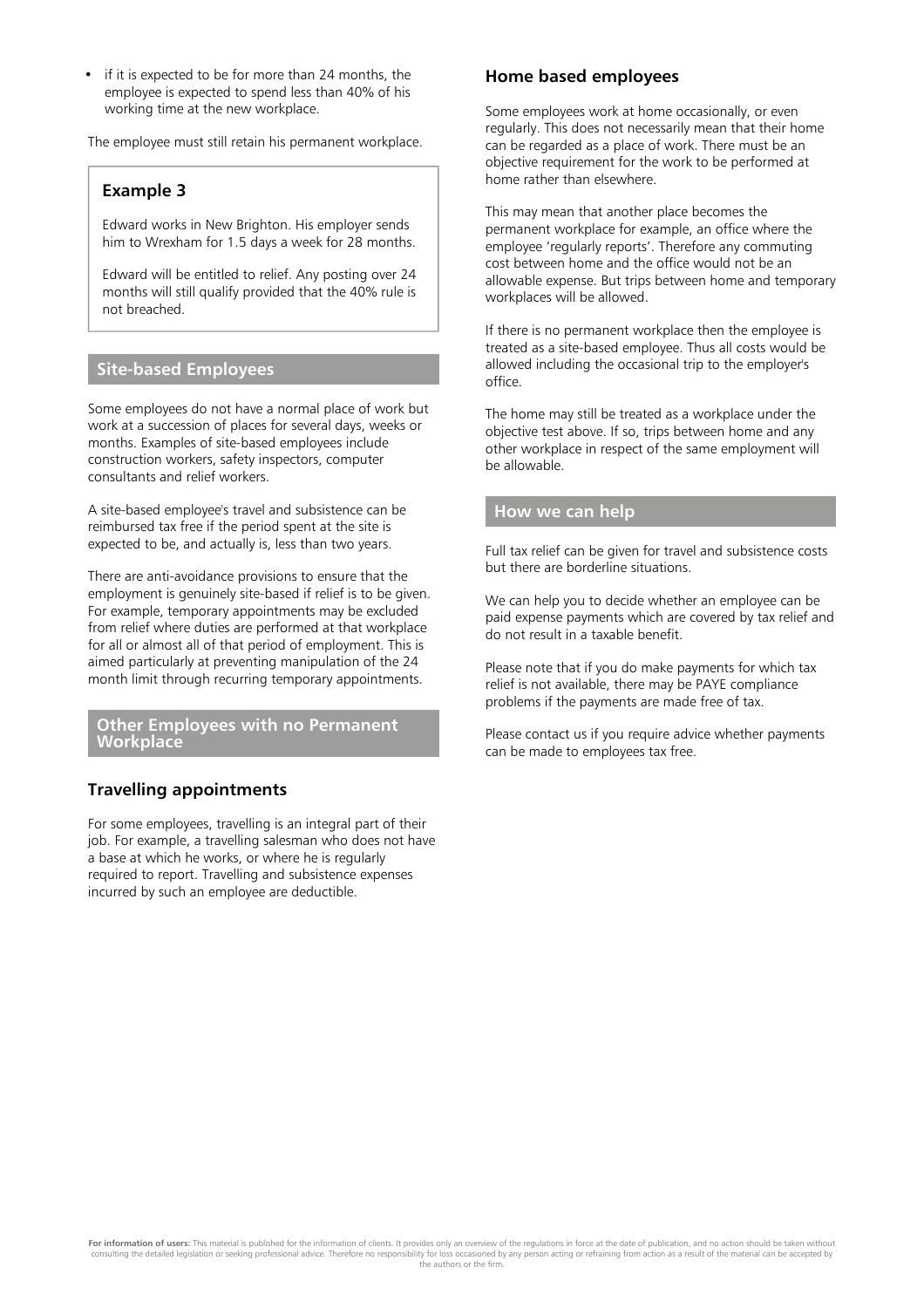- if it is expected to be for more than 24 months, the employee is expected to spend less than 40% of his working time at the new workplace.

The employee must still retain his permanent workplace.

### Example 3

Edward works in New Brighton. His employer sends him to Wrexham for 1.5 days a week for 28 months.

Edward will be entitled to relief. Any posting over 24 months will still qualify provided that the 40% rule is not breached.

## Site-based Employees

Some employees do not have a normal place of work but work at a succession of places for several days, weeks or months. Examples of site-based employees include construction workers, safety inspectors, computer consultants and relief workers.

A site-based employee's travel and subsistence can be reimbursed tax free if the period spent at the site is expected to be, and actually is, less than two years.

There are anti-avoidance provisions to ensure that the employment is genuinely site-based if relief is to be given. For example, temporary appointments may be excluded from relief where duties are performed at that workplace for all or almost all of that period of employment. This is aimed particularly at preventing manipulation of the 24 month limit through recurring temporary appointments.

## Other Employees with no Permanent Workplace

### Travelling appointments

For some employees, travelling is an integral part of their job. For example, a travelling salesman who does not have a base at which he works, or where he is regularly required to report. Travelling and subsistence expenses incurred by such an employee are deductible.

### Home based employees

Some employees work at home occasionally, or even regularly. This does not necessarily mean that their home can be regarded as a place of work. There must be an objective requirement for the work to be performed at home rather than elsewhere.

This may mean that another place becomes the permanent workplace for example, an office where the employee 'regularly reports'. Therefore any commuting cost between home and the office would not be an allowable expense. But trips between home and temporary workplaces will be allowed.

If there is no permanent workplace then the employee is treated as a site-based employee. Thus all costs would be allowed including the occasional trip to the employer's office.

The home may still be treated as a workplace under the objective test above. If so, trips between home and any other workplace in respect of the same employment will be allowable.

## How we can help

Full tax relief can be given for travel and subsistence costs but there are borderline situations.

We can help you to decide whether an employee can be paid expense payments which are covered by tax relief and do not result in a taxable benefit.

Please note that if you do make payments for which tax relief is not available, there may be PAYE compliance problems if the payments are made free of tax.

Please contact us if you require advice whether payments can be made to employees tax free.

**For information of users:** This material is published for the information of clients. It provides only an overview of the regulations in force at the date of publication, and no action should be taken without consulting the detailed legislation or seeking professional advice. Therefore no responsibility for loss occasioned by any person acting or refraining from action as a result of the material can be accepted by the authors or the firm.